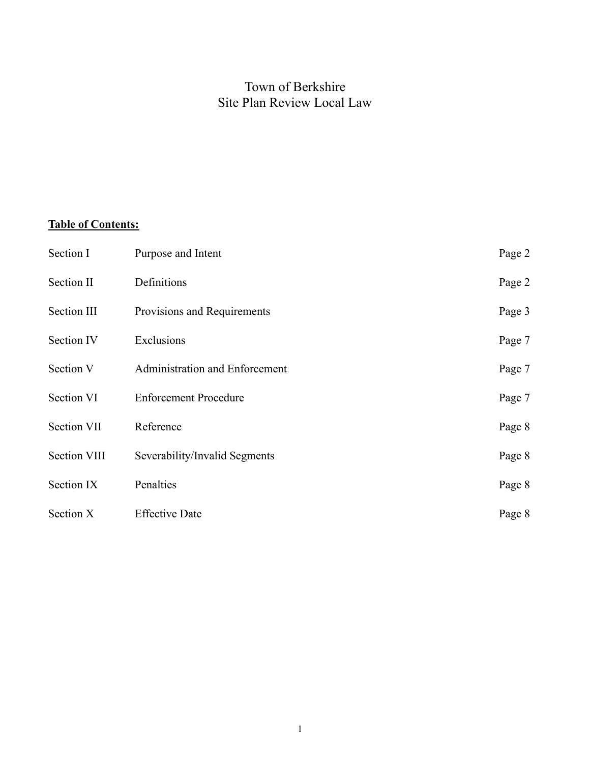# Town of Berkshire
# Site Plan Review Local Law

**Table of Contents:**

| | | |
|---|---|---|
| Section I | Purpose and Intent | Page 2 |
| Section II | Definitions | Page 2 |
| Section III | Provisions and Requirements | Page 3 |
| Section IV | Exclusions | Page 7 |
| Section V | Administration and Enforcement | Page 7 |
| Section VI | Enforcement Procedure | Page 7 |
| Section VII | Reference | Page 8 |
| Section VIII | Severability/Invalid Segments | Page 8 |
| Section IX | Penalties | Page 8 |
| Section X | Effective Date | Page 8 |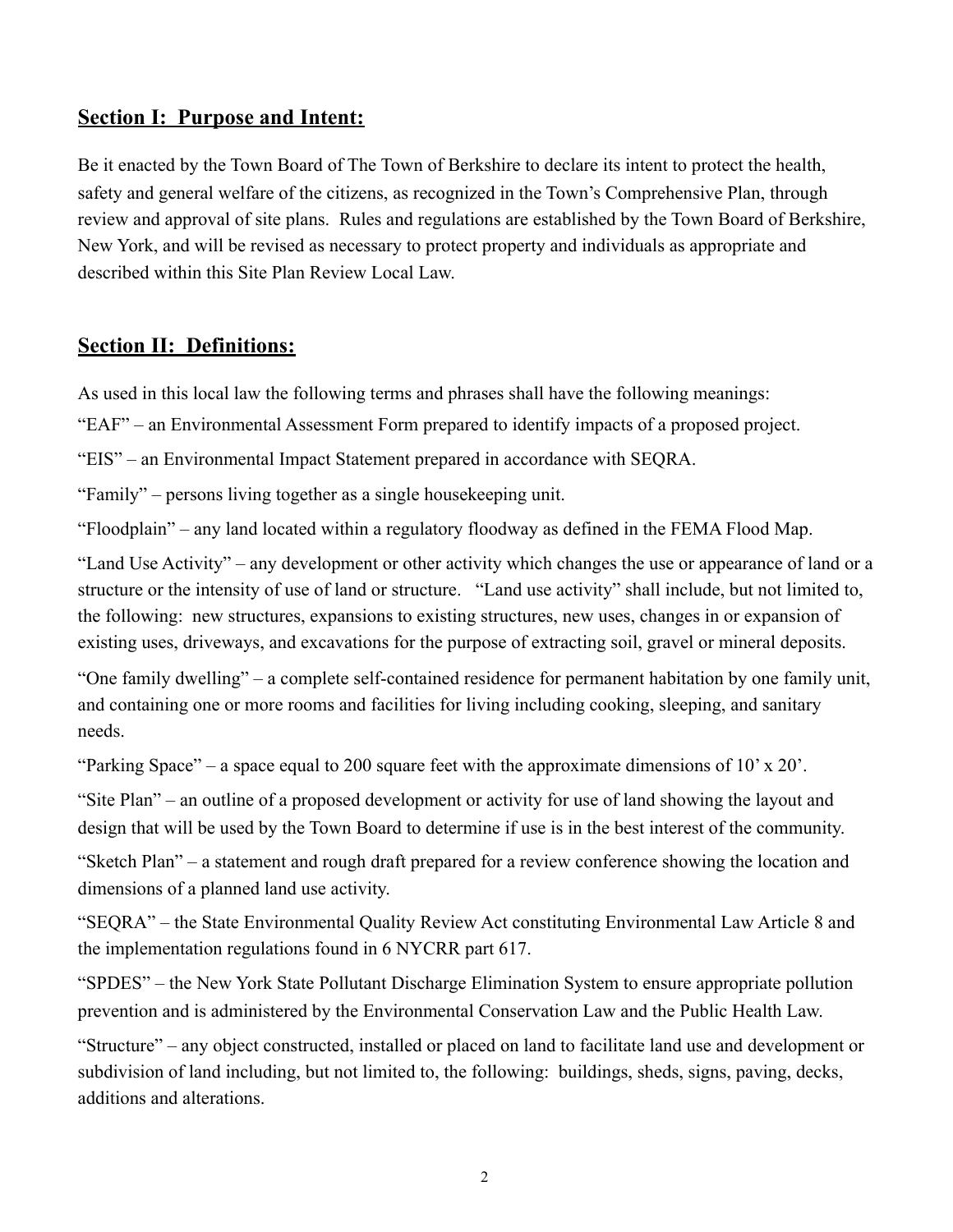## **Section I: Purpose and Intent:**

Be it enacted by the Town Board of The Town of Berkshire to declare its intent to protect the health, safety and general welfare of the citizens, as recognized in the Town's Comprehensive Plan, through review and approval of site plans. Rules and regulations are established by the Town Board of Berkshire, New York, and will be revised as necessary to protect property and individuals as appropriate and described within this Site Plan Review Local Law.

## **Section II: Definitions:**

As used in this local law the following terms and phrases shall have the following meanings:

"EAF" – an Environmental Assessment Form prepared to identify impacts of a proposed project.

"EIS" – an Environmental Impact Statement prepared in accordance with SEQRA.

"Family" – persons living together as a single housekeeping unit.

"Floodplain" – any land located within a regulatory floodway as defined in the FEMA Flood Map.

"Land Use Activity" – any development or other activity which changes the use or appearance of land or a structure or the intensity of use of land or structure. "Land use activity" shall include, but not limited to, the following: new structures, expansions to existing structures, new uses, changes in or expansion of existing uses, driveways, and excavations for the purpose of extracting soil, gravel or mineral deposits.

"One family dwelling" – a complete self-contained residence for permanent habitation by one family unit, and containing one or more rooms and facilities for living including cooking, sleeping, and sanitary needs.

"Parking Space" – a space equal to 200 square feet with the approximate dimensions of 10' x 20'.

"Site Plan" – an outline of a proposed development or activity for use of land showing the layout and design that will be used by the Town Board to determine if use is in the best interest of the community.

"Sketch Plan" – a statement and rough draft prepared for a review conference showing the location and dimensions of a planned land use activity.

"SEQRA" – the State Environmental Quality Review Act constituting Environmental Law Article 8 and the implementation regulations found in 6 NYCRR part 617.

"SPDES" – the New York State Pollutant Discharge Elimination System to ensure appropriate pollution prevention and is administered by the Environmental Conservation Law and the Public Health Law.

"Structure" – any object constructed, installed or placed on land to facilitate land use and development or subdivision of land including, but not limited to, the following: buildings, sheds, signs, paving, decks, additions and alterations.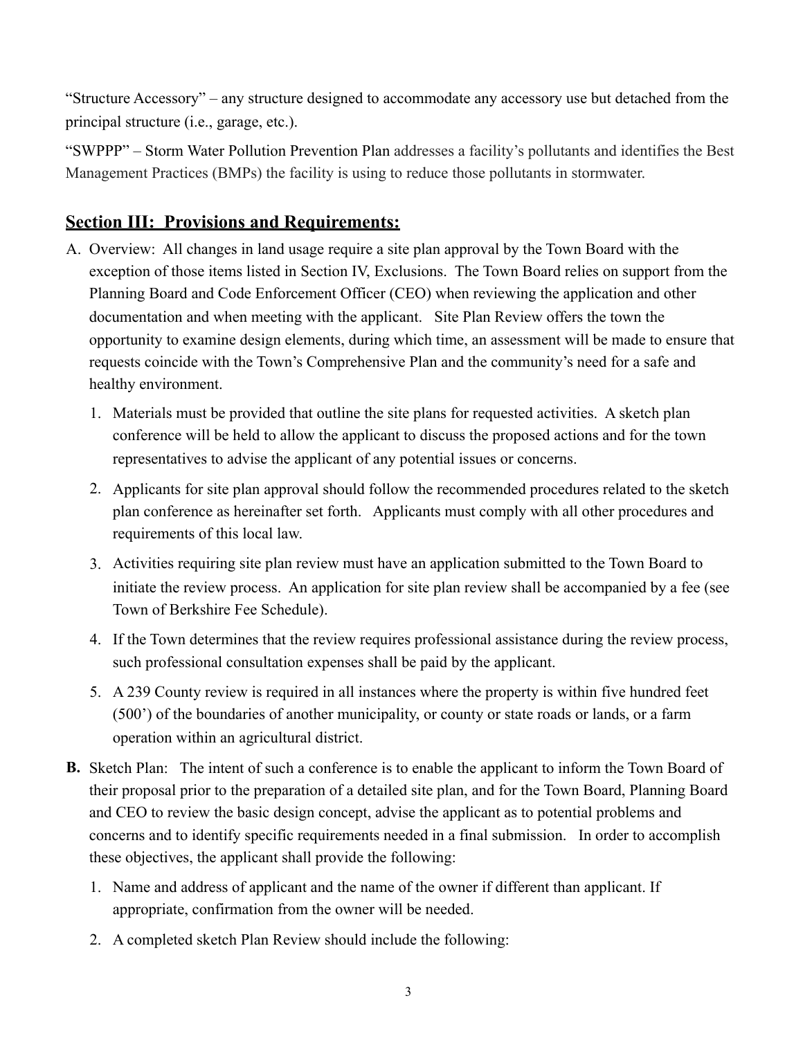"Structure Accessory" – any structure designed to accommodate any accessory use but detached from the principal structure (i.e., garage, etc.).

"SWPPP" – Storm Water Pollution Prevention Plan addresses a facility's pollutants and identifies the Best Management Practices (BMPs) the facility is using to reduce those pollutants in stormwater.

## **Section III: Provisions and Requirements:**

A. Overview: All changes in land usage require a site plan approval by the Town Board with the exception of those items listed in Section IV, Exclusions. The Town Board relies on support from the Planning Board and Code Enforcement Officer (CEO) when reviewing the application and other documentation and when meeting with the applicant. Site Plan Review offers the town the opportunity to examine design elements, during which time, an assessment will be made to ensure that requests coincide with the Town's Comprehensive Plan and the community's need for a safe and healthy environment.

   1. Materials must be provided that outline the site plans for requested activities. A sketch plan conference will be held to allow the applicant to discuss the proposed actions and for the town representatives to advise the applicant of any potential issues or concerns.
   2. Applicants for site plan approval should follow the recommended procedures related to the sketch plan conference as hereinafter set forth. Applicants must comply with all other procedures and requirements of this local law.
   3. Activities requiring site plan review must have an application submitted to the Town Board to initiate the review process. An application for site plan review shall be accompanied by a fee (see Town of Berkshire Fee Schedule).
   4. If the Town determines that the review requires professional assistance during the review process, such professional consultation expenses shall be paid by the applicant.
   5. A 239 County review is required in all instances where the property is within five hundred feet (500') of the boundaries of another municipality, or county or state roads or lands, or a farm operation within an agricultural district.

**B.** Sketch Plan: The intent of such a conference is to enable the applicant to inform the Town Board of their proposal prior to the preparation of a detailed site plan, and for the Town Board, Planning Board and CEO to review the basic design concept, advise the applicant as to potential problems and concerns and to identify specific requirements needed in a final submission. In order to accomplish these objectives, the applicant shall provide the following:

   1. Name and address of applicant and the name of the owner if different than applicant. If appropriate, confirmation from the owner will be needed.
   2. A completed sketch Plan Review should include the following: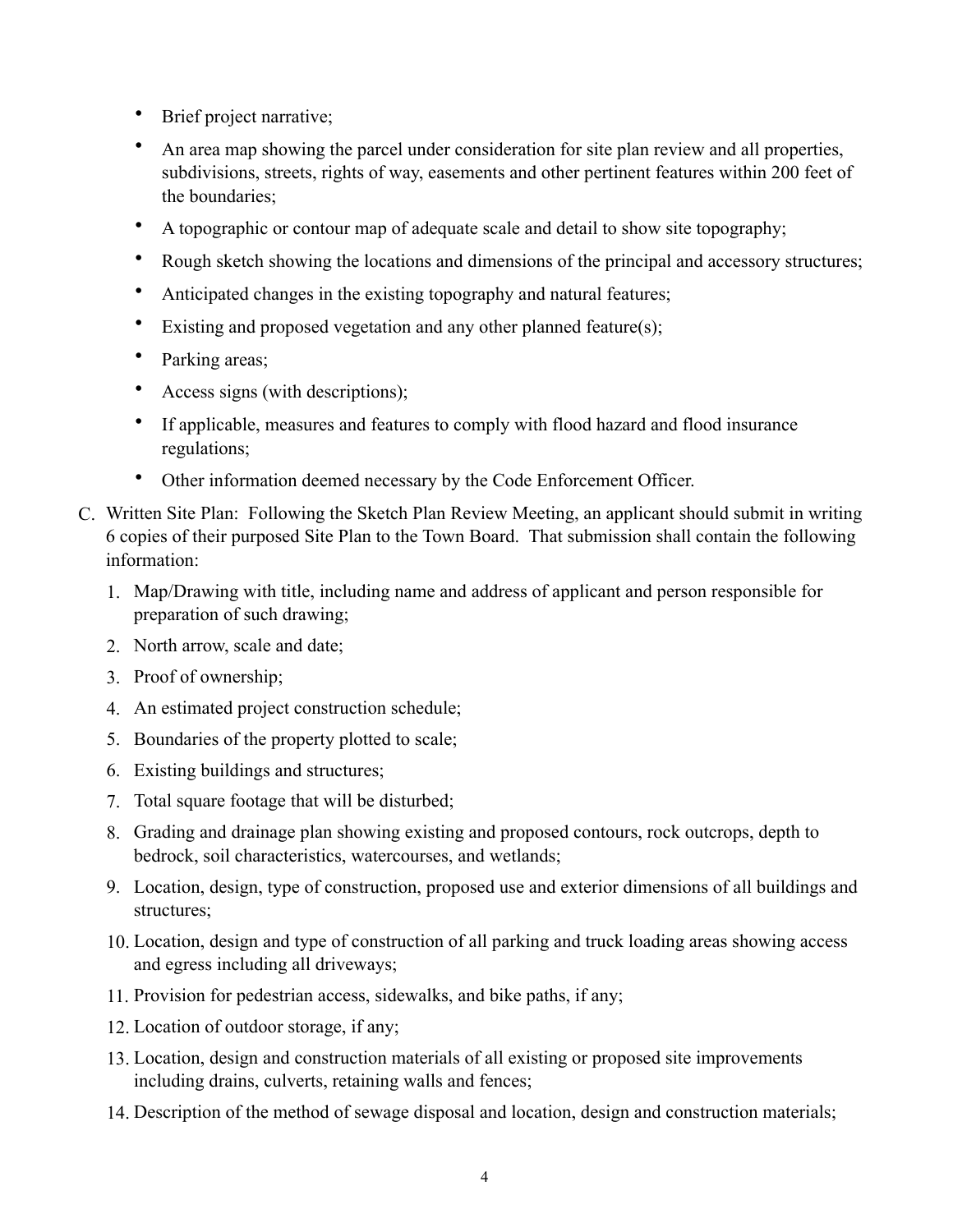- Brief project narrative;
- An area map showing the parcel under consideration for site plan review and all properties, subdivisions, streets, rights of way, easements and other pertinent features within 200 feet of the boundaries;
- A topographic or contour map of adequate scale and detail to show site topography;
- Rough sketch showing the locations and dimensions of the principal and accessory structures;
- Anticipated changes in the existing topography and natural features;
- Existing and proposed vegetation and any other planned feature(s);
- Parking areas;
- Access signs (with descriptions);
- If applicable, measures and features to comply with flood hazard and flood insurance regulations;
- Other information deemed necessary by the Code Enforcement Officer.

C. Written Site Plan: Following the Sketch Plan Review Meeting, an applicant should submit in writing 6 copies of their purposed Site Plan to the Town Board. That submission shall contain the following information:

1. Map/Drawing with title, including name and address of applicant and person responsible for preparation of such drawing;
2. North arrow, scale and date;
3. Proof of ownership;
4. An estimated project construction schedule;
5. Boundaries of the property plotted to scale;
6. Existing buildings and structures;
7. Total square footage that will be disturbed;
8. Grading and drainage plan showing existing and proposed contours, rock outcrops, depth to bedrock, soil characteristics, watercourses, and wetlands;
9. Location, design, type of construction, proposed use and exterior dimensions of all buildings and structures;
10. Location, design and type of construction of all parking and truck loading areas showing access and egress including all driveways;
11. Provision for pedestrian access, sidewalks, and bike paths, if any;
12. Location of outdoor storage, if any;
13. Location, design and construction materials of all existing or proposed site improvements including drains, culverts, retaining walls and fences;
14. Description of the method of sewage disposal and location, design and construction materials;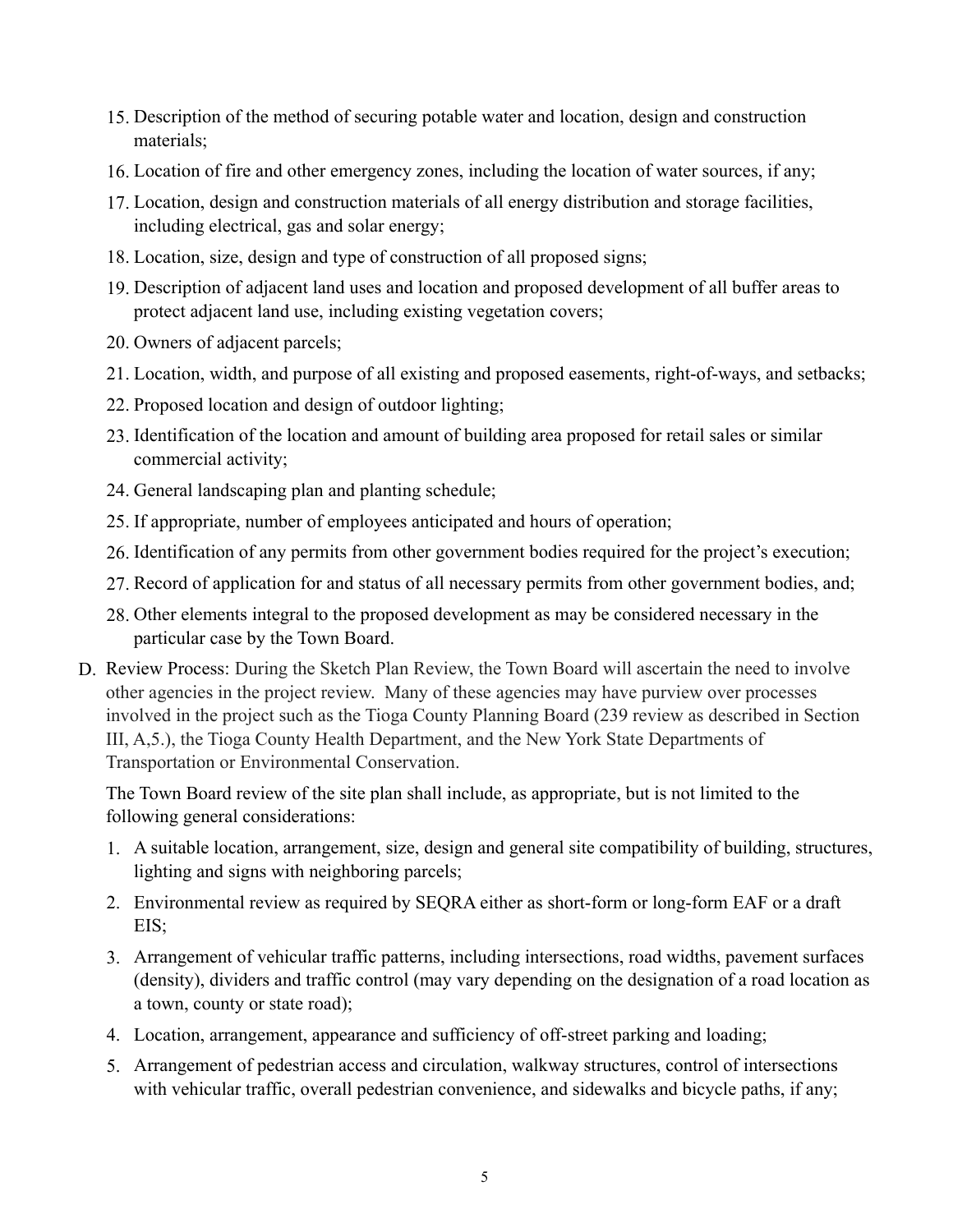15. Description of the method of securing potable water and location, design and construction materials;
16. Location of fire and other emergency zones, including the location of water sources, if any;
17. Location, design and construction materials of all energy distribution and storage facilities, including electrical, gas and solar energy;
18. Location, size, design and type of construction of all proposed signs;
19. Description of adjacent land uses and location and proposed development of all buffer areas to protect adjacent land use, including existing vegetation covers;
20. Owners of adjacent parcels;
21. Location, width, and purpose of all existing and proposed easements, right-of-ways, and setbacks;
22. Proposed location and design of outdoor lighting;
23. Identification of the location and amount of building area proposed for retail sales or similar commercial activity;
24. General landscaping plan and planting schedule;
25. If appropriate, number of employees anticipated and hours of operation;
26. Identification of any permits from other government bodies required for the project's execution;
27. Record of application for and status of all necessary permits from other government bodies, and;
28. Other elements integral to the proposed development as may be considered necessary in the particular case by the Town Board.

D. Review Process: During the Sketch Plan Review, the Town Board will ascertain the need to involve other agencies in the project review. Many of these agencies may have purview over processes involved in the project such as the Tioga County Planning Board (239 review as described in Section III, A,5.), the Tioga County Health Department, and the New York State Departments of Transportation or Environmental Conservation.

   The Town Board review of the site plan shall include, as appropriate, but is not limited to the following general considerations:

   1. A suitable location, arrangement, size, design and general site compatibility of building, structures, lighting and signs with neighboring parcels;
   2. Environmental review as required by SEQRA either as short-form or long-form EAF or a draft EIS;
   3. Arrangement of vehicular traffic patterns, including intersections, road widths, pavement surfaces (density), dividers and traffic control (may vary depending on the designation of a road location as a town, county or state road);
   4. Location, arrangement, appearance and sufficiency of off-street parking and loading;
   5. Arrangement of pedestrian access and circulation, walkway structures, control of intersections with vehicular traffic, overall pedestrian convenience, and sidewalks and bicycle paths, if any;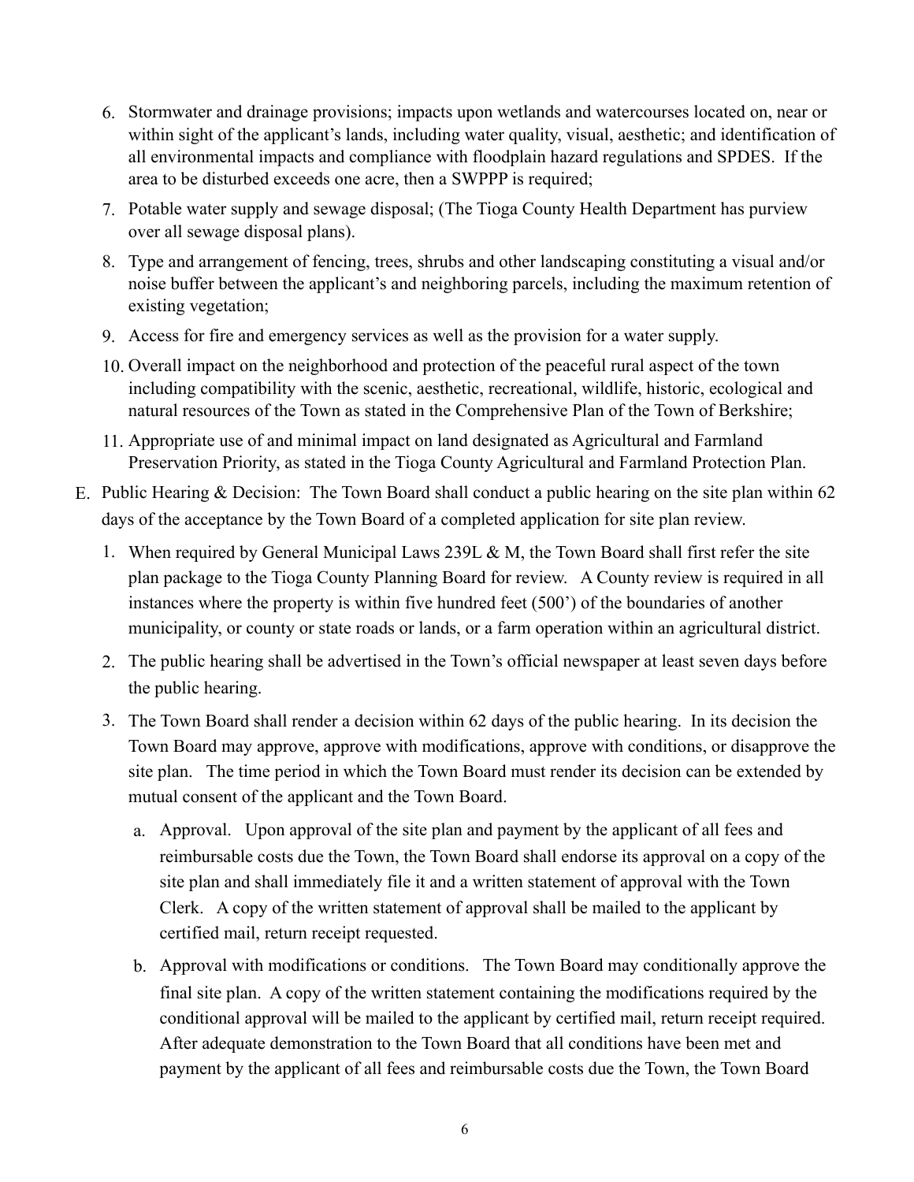6. Stormwater and drainage provisions; impacts upon wetlands and watercourses located on, near or within sight of the applicant's lands, including water quality, visual, aesthetic; and identification of all environmental impacts and compliance with floodplain hazard regulations and SPDES. If the area to be disturbed exceeds one acre, then a SWPPP is required;
7. Potable water supply and sewage disposal; (The Tioga County Health Department has purview over all sewage disposal plans).
8. Type and arrangement of fencing, trees, shrubs and other landscaping constituting a visual and/or noise buffer between the applicant's and neighboring parcels, including the maximum retention of existing vegetation;
9. Access for fire and emergency services as well as the provision for a water supply.
10. Overall impact on the neighborhood and protection of the peaceful rural aspect of the town including compatibility with the scenic, aesthetic, recreational, wildlife, historic, ecological and natural resources of the Town as stated in the Comprehensive Plan of the Town of Berkshire;
11. Appropriate use of and minimal impact on land designated as Agricultural and Farmland Preservation Priority, as stated in the Tioga County Agricultural and Farmland Protection Plan.

E. Public Hearing & Decision: The Town Board shall conduct a public hearing on the site plan within 62 days of the acceptance by the Town Board of a completed application for site plan review.

1. When required by General Municipal Laws 239L & M, the Town Board shall first refer the site plan package to the Tioga County Planning Board for review. A County review is required in all instances where the property is within five hundred feet (500') of the boundaries of another municipality, or county or state roads or lands, or a farm operation within an agricultural district.
2. The public hearing shall be advertised in the Town's official newspaper at least seven days before the public hearing.
3. The Town Board shall render a decision within 62 days of the public hearing. In its decision the Town Board may approve, approve with modifications, approve with conditions, or disapprove the site plan. The time period in which the Town Board must render its decision can be extended by mutual consent of the applicant and the Town Board.
    a. Approval. Upon approval of the site plan and payment by the applicant of all fees and reimbursable costs due the Town, the Town Board shall endorse its approval on a copy of the site plan and shall immediately file it and a written statement of approval with the Town Clerk. A copy of the written statement of approval shall be mailed to the applicant by certified mail, return receipt requested.
    b. Approval with modifications or conditions. The Town Board may conditionally approve the final site plan. A copy of the written statement containing the modifications required by the conditional approval will be mailed to the applicant by certified mail, return receipt required. After adequate demonstration to the Town Board that all conditions have been met and payment by the applicant of all fees and reimbursable costs due the Town, the Town Board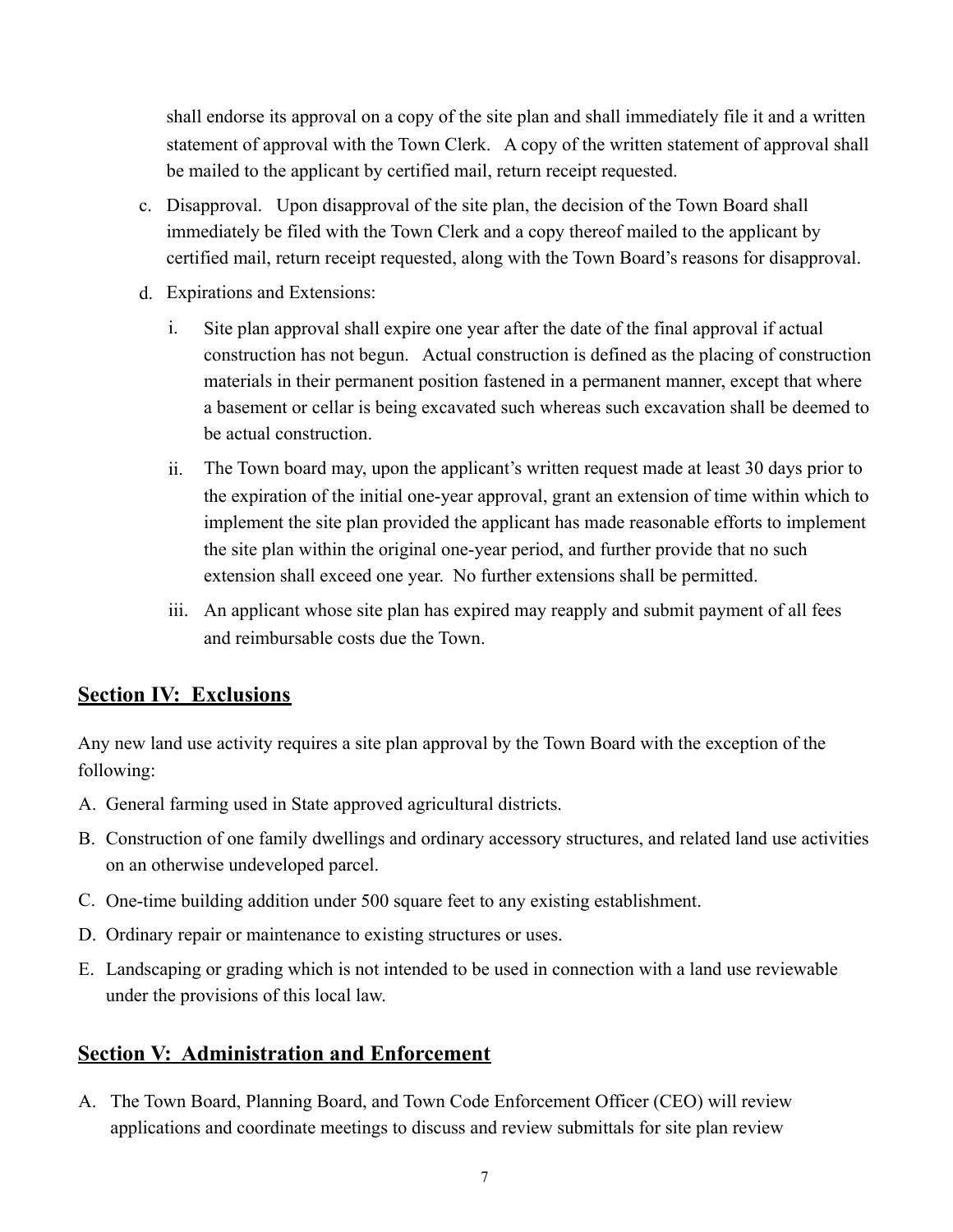shall endorse its approval on a copy of the site plan and shall immediately file it and a written statement of approval with the Town Clerk. A copy of the written statement of approval shall be mailed to the applicant by certified mail, return receipt requested.

c. Disapproval. Upon disapproval of the site plan, the decision of the Town Board shall immediately be filed with the Town Clerk and a copy thereof mailed to the applicant by certified mail, return receipt requested, along with the Town Board's reasons for disapproval.

d. Expirations and Extensions:

   i. Site plan approval shall expire one year after the date of the final approval if actual construction has not begun. Actual construction is defined as the placing of construction materials in their permanent position fastened in a permanent manner, except that where a basement or cellar is being excavated such whereas such excavation shall be deemed to be actual construction.

   ii. The Town board may, upon the applicant's written request made at least 30 days prior to the expiration of the initial one-year approval, grant an extension of time within which to implement the site plan provided the applicant has made reasonable efforts to implement the site plan within the original one-year period, and further provide that no such extension shall exceed one year. No further extensions shall be permitted.

   iii. An applicant whose site plan has expired may reapply and submit payment of all fees and reimbursable costs due the Town.

## Section IV: Exclusions

Any new land use activity requires a site plan approval by the Town Board with the exception of the following:

A. General farming used in State approved agricultural districts.

B. Construction of one family dwellings and ordinary accessory structures, and related land use activities on an otherwise undeveloped parcel.

C. One-time building addition under 500 square feet to any existing establishment.

D. Ordinary repair or maintenance to existing structures or uses.

E. Landscaping or grading which is not intended to be used in connection with a land use reviewable under the provisions of this local law.

## Section V: Administration and Enforcement

A. The Town Board, Planning Board, and Town Code Enforcement Officer (CEO) will review applications and coordinate meetings to discuss and review submittals for site plan review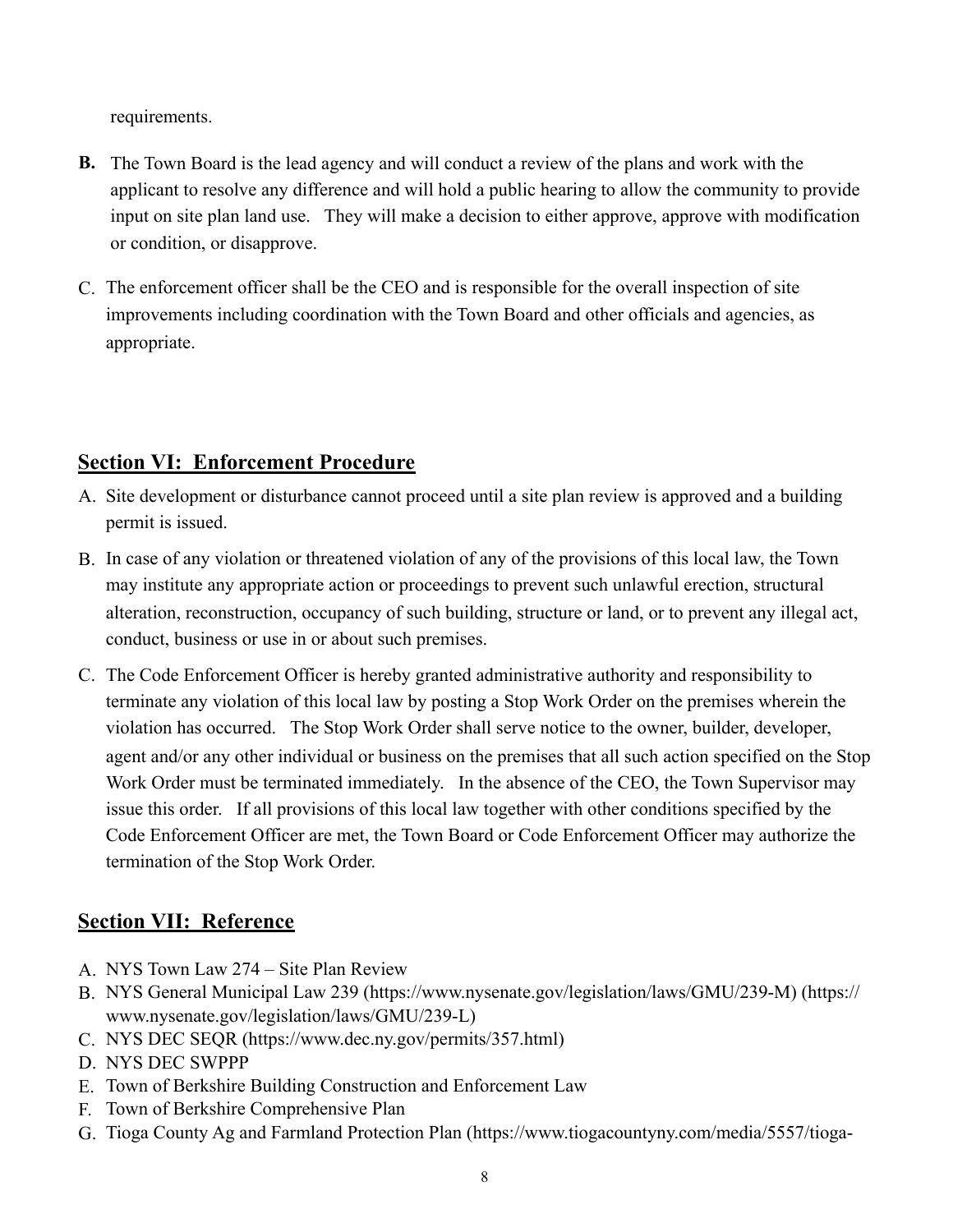requirements.

**B.** The Town Board is the lead agency and will conduct a review of the plans and work with the applicant to resolve any difference and will hold a public hearing to allow the community to provide input on site plan land use. They will make a decision to either approve, approve with modification or condition, or disapprove.

C. The enforcement officer shall be the CEO and is responsible for the overall inspection of site improvements including coordination with the Town Board and other officials and agencies, as appropriate.

## <u>Section VI: Enforcement Procedure</u>

A. Site development or disturbance cannot proceed until a site plan review is approved and a building permit is issued.

B. In case of any violation or threatened violation of any of the provisions of this local law, the Town may institute any appropriate action or proceedings to prevent such unlawful erection, structural alteration, reconstruction, occupancy of such building, structure or land, or to prevent any illegal act, conduct, business or use in or about such premises.

C. The Code Enforcement Officer is hereby granted administrative authority and responsibility to terminate any violation of this local law by posting a Stop Work Order on the premises wherein the violation has occurred. The Stop Work Order shall serve notice to the owner, builder, developer, agent and/or any other individual or business on the premises that all such action specified on the Stop Work Order must be terminated immediately. In the absence of the CEO, the Town Supervisor may issue this order. If all provisions of this local law together with other conditions specified by the Code Enforcement Officer are met, the Town Board or Code Enforcement Officer may authorize the termination of the Stop Work Order.

## <u>Section VII: Reference</u>

A. NYS Town Law 274 – Site Plan Review
B. NYS General Municipal Law 239 (https://www.nysenate.gov/legislation/laws/GMU/239-M) (https://www.nysenate.gov/legislation/laws/GMU/239-L)
C. NYS DEC SEQR (https://www.dec.ny.gov/permits/357.html)
D. NYS DEC SWPPP
E. Town of Berkshire Building Construction and Enforcement Law
F. Town of Berkshire Comprehensive Plan
G. Tioga County Ag and Farmland Protection Plan (https://www.tiogacountyny.com/media/5557/tioga-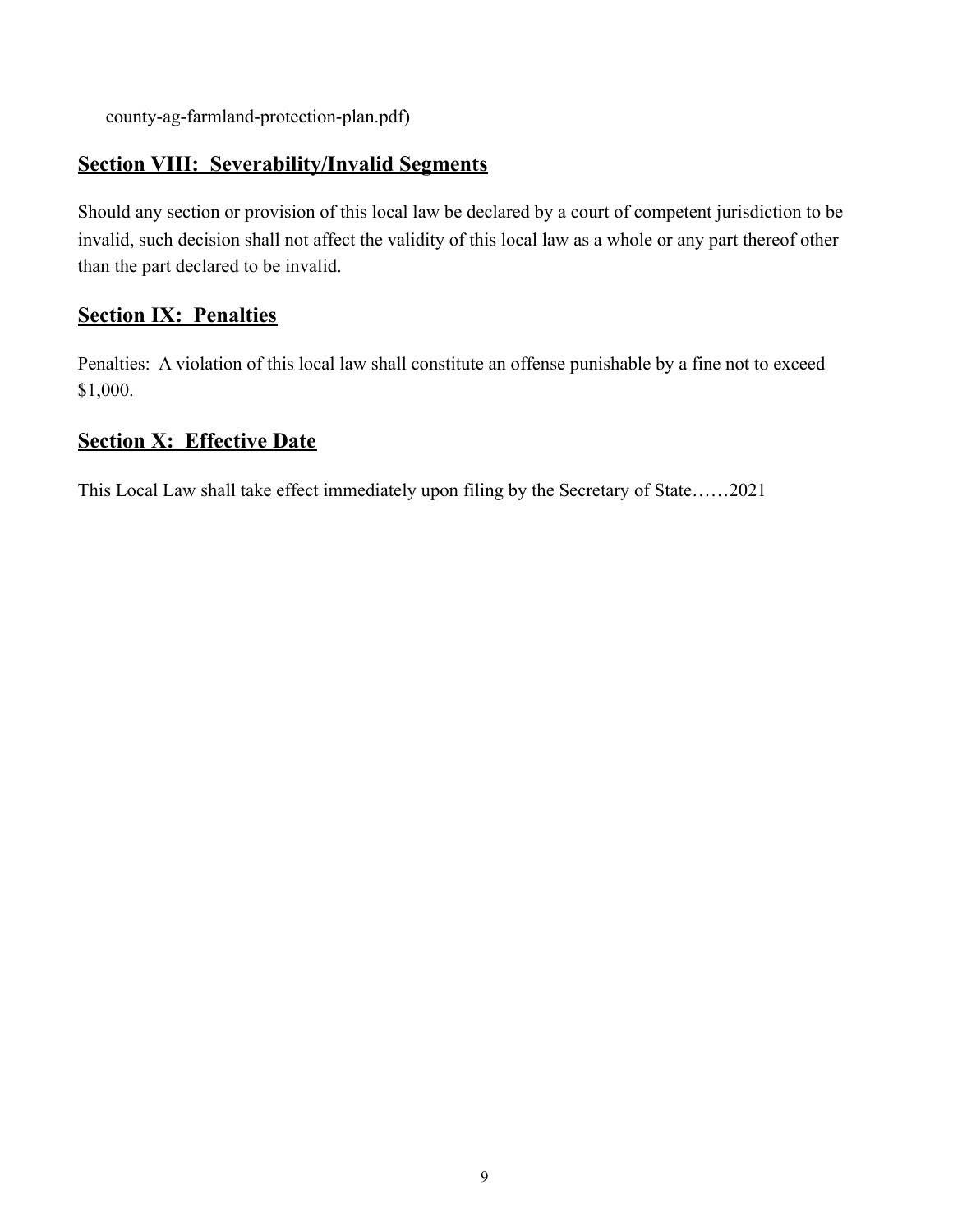county-ag-farmland-protection-plan.pdf)

## Section VIII: Severability/Invalid Segments

Should any section or provision of this local law be declared by a court of competent jurisdiction to be invalid, such decision shall not affect the validity of this local law as a whole or any part thereof other than the part declared to be invalid.

## Section IX: Penalties

Penalties: A violation of this local law shall constitute an offense punishable by a fine not to exceed $1,000.

## Section X: Effective Date

This Local Law shall take effect immediately upon filing by the Secretary of State……2021